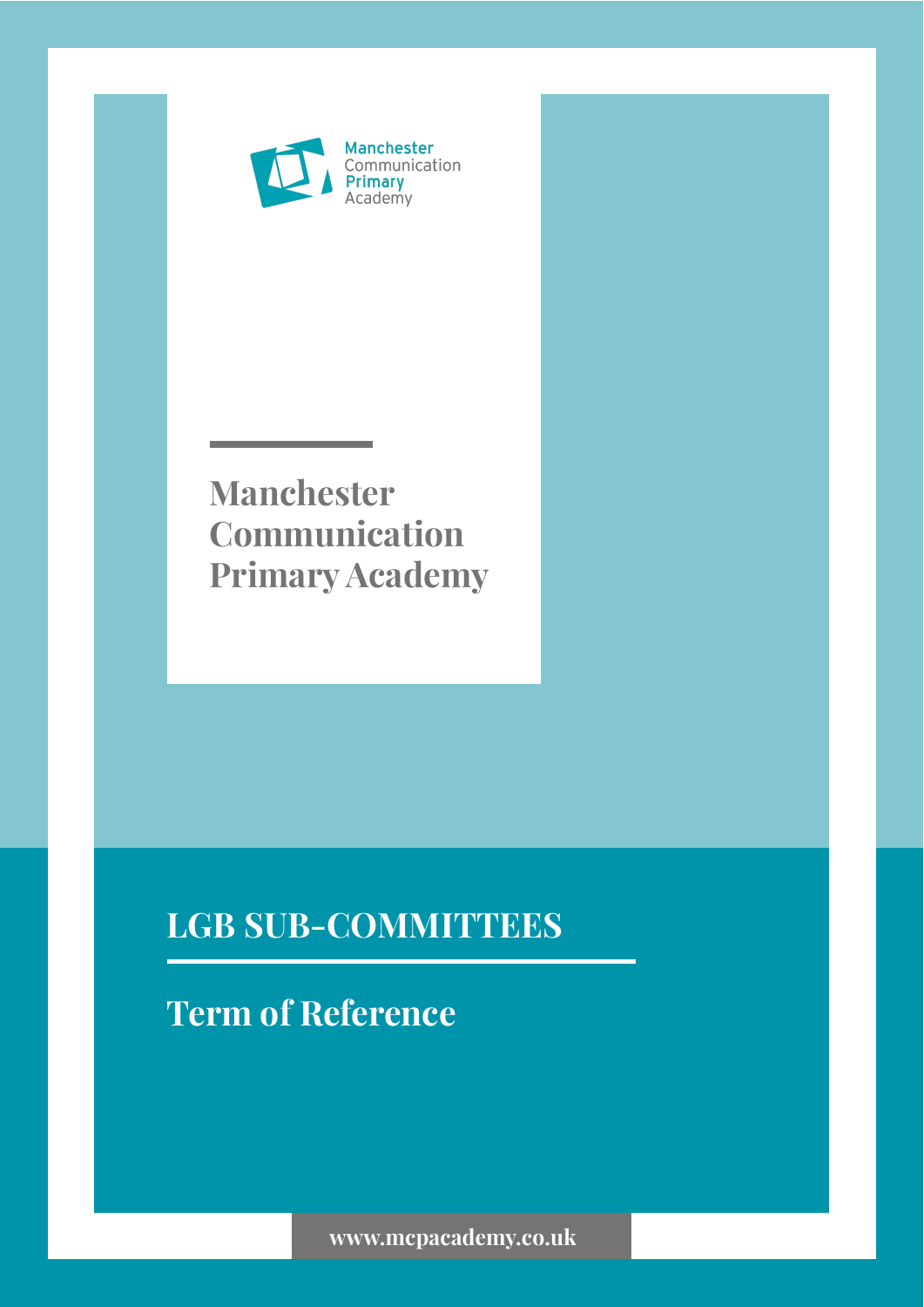Manchester Communication Primary Academy

# Manchester Communication Primary Academy

## LGB SUB-COMMITTEES

## Term of Reference

www.mcpacademy.co.uk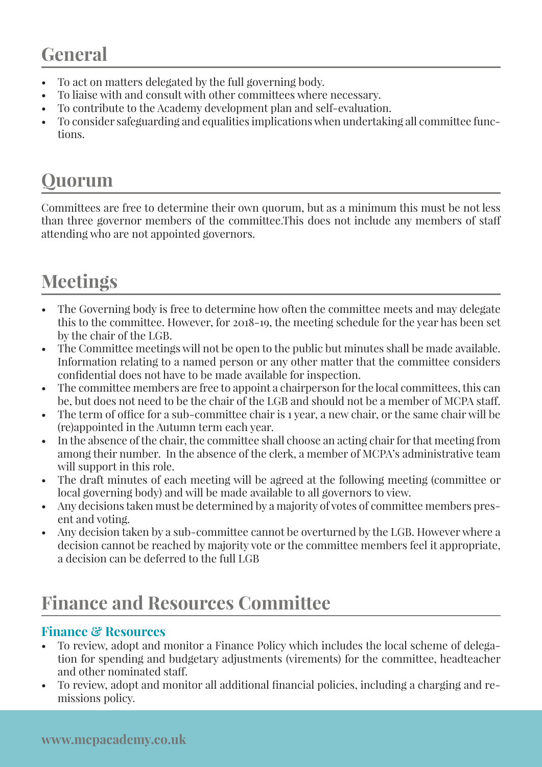## General

- To act on matters delegated by the full governing body.
- To liaise with and consult with other committees where necessary.
- To contribute to the Academy development plan and self-evaluation.
- To consider safeguarding and equalities implications when undertaking all committee functions.

## Quorum

Committees are free to determine their own quorum, but as a minimum this must be not less than three governor members of the committee.This does not include any members of staff attending who are not appointed governors.

## Meetings

- The Governing body is free to determine how often the committee meets and may delegate this to the committee. However, for 2018-19, the meeting schedule for the year has been set by the chair of the LGB.
- The Committee meetings will not be open to the public but minutes shall be made available. Information relating to a named person or any other matter that the committee considers confidential does not have to be made available for inspection.
- The committee members are free to appoint a chairperson for the local committees, this can be, but does not need to be the chair of the LGB and should not be a member of MCPA staff.
- The term of office for a sub-committee chair is 1 year, a new chair, or the same chair will be (re)appointed in the Autumn term each year.
- In the absence of the chair, the committee shall choose an acting chair for that meeting from among their number. In the absence of the clerk, a member of MCPA's administrative team will support in this role.
- The draft minutes of each meeting will be agreed at the following meeting (committee or local governing body) and will be made available to all governors to view.
- Any decisions taken must be determined by a majority of votes of committee members present and voting.
- Any decision taken by a sub-committee cannot be overturned by the LGB. However where a decision cannot be reached by majority vote or the committee members feel it appropriate, a decision can be deferred to the full LGB

## Finance and Resources Committee

### Finance & Resources

- To review, adopt and monitor a Finance Policy which includes the local scheme of delegation for spending and budgetary adjustments (virements) for the committee, headteacher and other nominated staff.
- To review, adopt and monitor all additional financial policies, including a charging and remissions policy.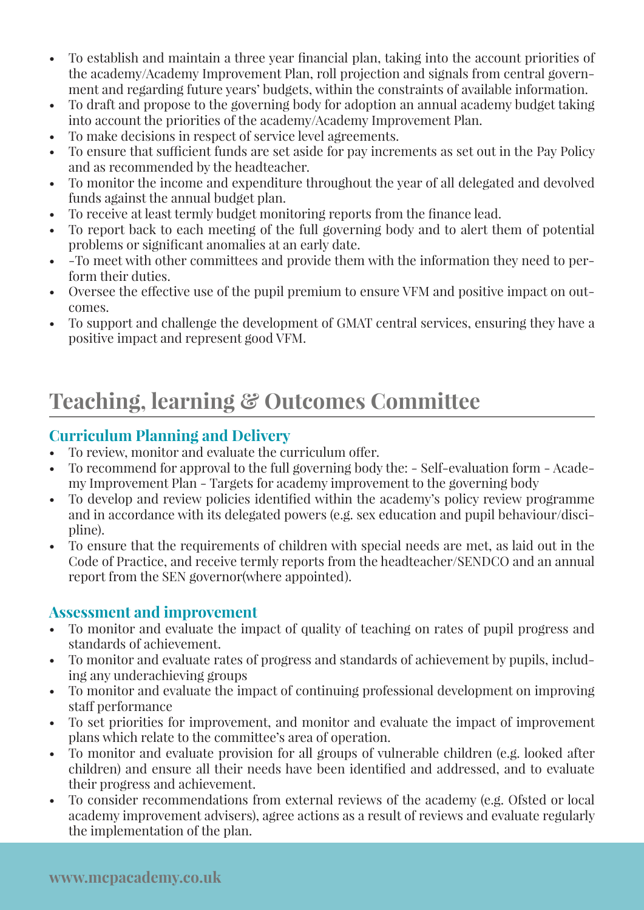- To establish and maintain a three year financial plan, taking into the account priorities of the academy/Academy Improvement Plan, roll projection and signals from central government and regarding future years' budgets, within the constraints of available information.
- To draft and propose to the governing body for adoption an annual academy budget taking into account the priorities of the academy/Academy Improvement Plan.
- To make decisions in respect of service level agreements.
- To ensure that sufficient funds are set aside for pay increments as set out in the Pay Policy and as recommended by the headteacher.
- To monitor the income and expenditure throughout the year of all delegated and devolved funds against the annual budget plan.
- To receive at least termly budget monitoring reports from the finance lead.
- To report back to each meeting of the full governing body and to alert them of potential problems or significant anomalies at an early date.
- -To meet with other committees and provide them with the information they need to perform their duties.
- Oversee the effective use of the pupil premium to ensure VFM and positive impact on outcomes.
- To support and challenge the development of GMAT central services, ensuring they have a positive impact and represent good VFM.

## Teaching, learning & Outcomes Committee

### Curriculum Planning and Delivery

- To review, monitor and evaluate the curriculum offer.
- To recommend for approval to the full governing body the: - Self-evaluation form - Academy Improvement Plan - Targets for academy improvement to the governing body
- To develop and review policies identified within the academy's policy review programme and in accordance with its delegated powers (e.g. sex education and pupil behaviour/discipline).
- To ensure that the requirements of children with special needs are met, as laid out in the Code of Practice, and receive termly reports from the headteacher/SENDCO and an annual report from the SEN governor(where appointed).

### Assessment and improvement

- To monitor and evaluate the impact of quality of teaching on rates of pupil progress and standards of achievement.
- To monitor and evaluate rates of progress and standards of achievement by pupils, including any underachieving groups
- To monitor and evaluate the impact of continuing professional development on improving staff performance
- To set priorities for improvement, and monitor and evaluate the impact of improvement plans which relate to the committee's area of operation.
- To monitor and evaluate provision for all groups of vulnerable children (e.g. looked after children) and ensure all their needs have been identified and addressed, and to evaluate their progress and achievement.
- To consider recommendations from external reviews of the academy (e.g. Ofsted or local academy improvement advisers), agree actions as a result of reviews and evaluate regularly the implementation of the plan.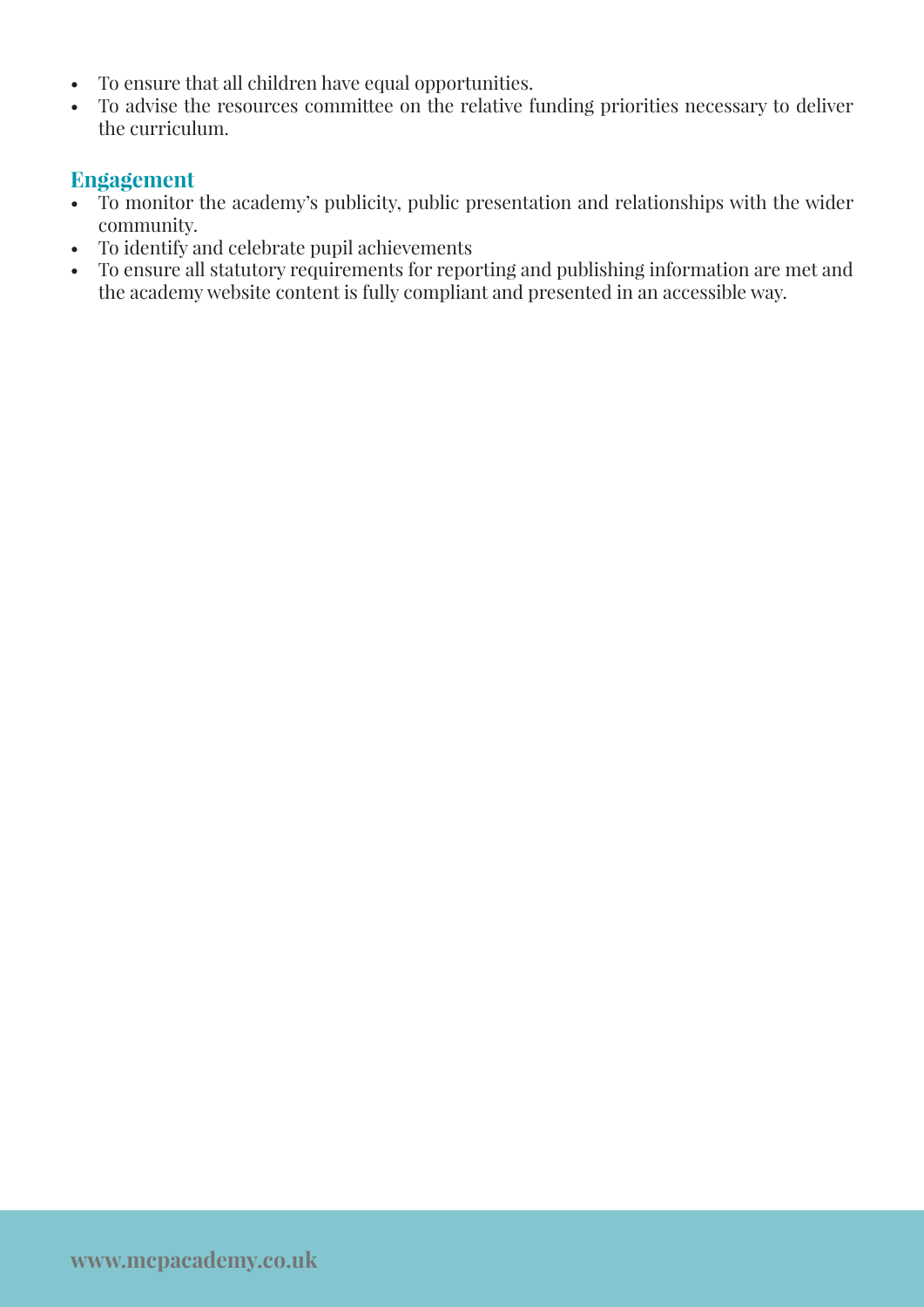- To ensure that all children have equal opportunities.
- To advise the resources committee on the relative funding priorities necessary to deliver the curriculum.

## Engagement

- To monitor the academy's publicity, public presentation and relationships with the wider community.
- To identify and celebrate pupil achievements
- To ensure all statutory requirements for reporting and publishing information are met and the academy website content is fully compliant and presented in an accessible way.